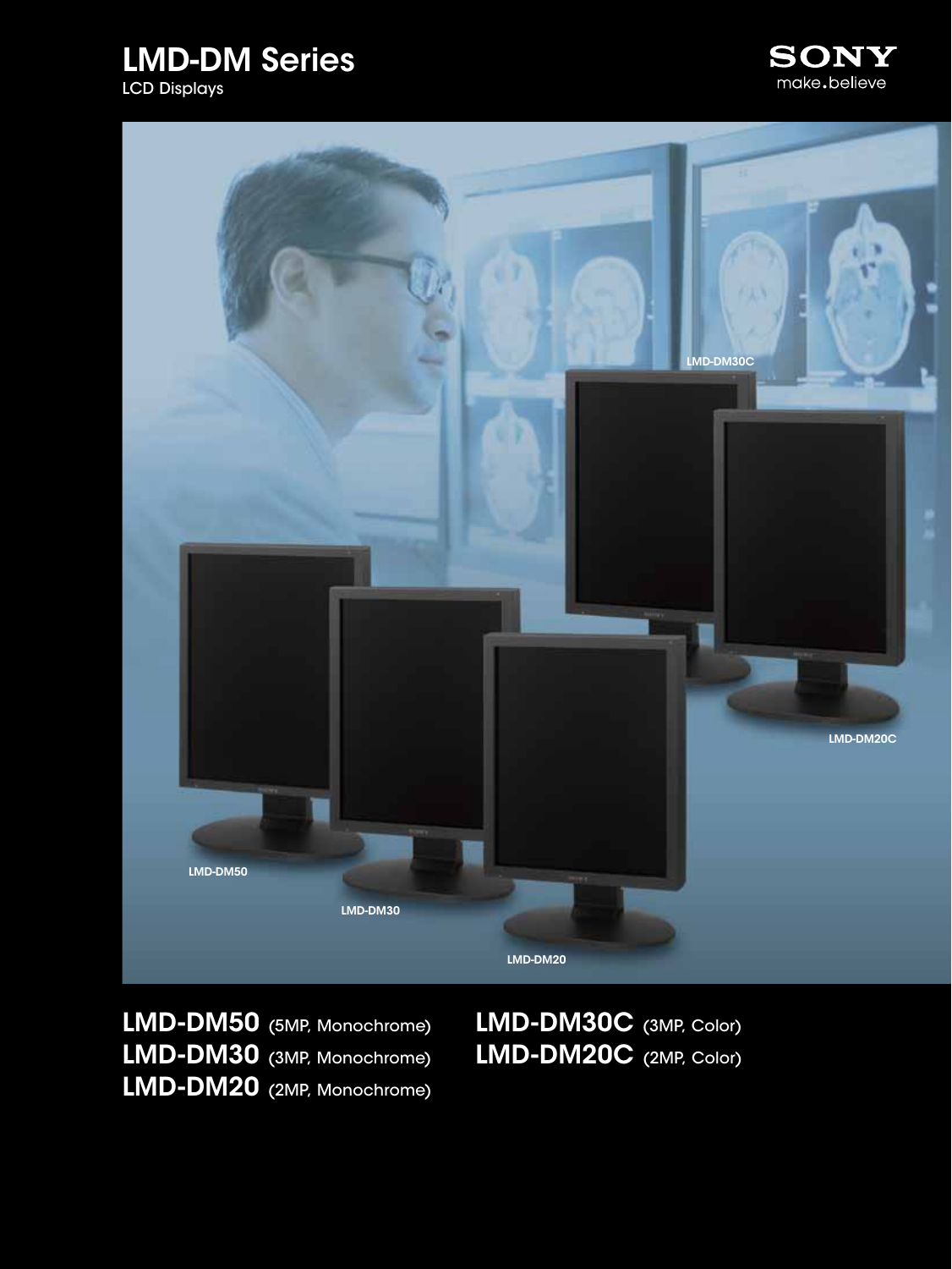# LMD-DM Series

LCD Displays

SONY
make.believe

**LMD-DM50** (5MP, Monochrome)
**LMD-DM30** (3MP, Monochrome)
**LMD-DM20** (2MP, Monochrome)
**LMD-DM30C** (3MP, Color)
**LMD-DM20C** (2MP, Color)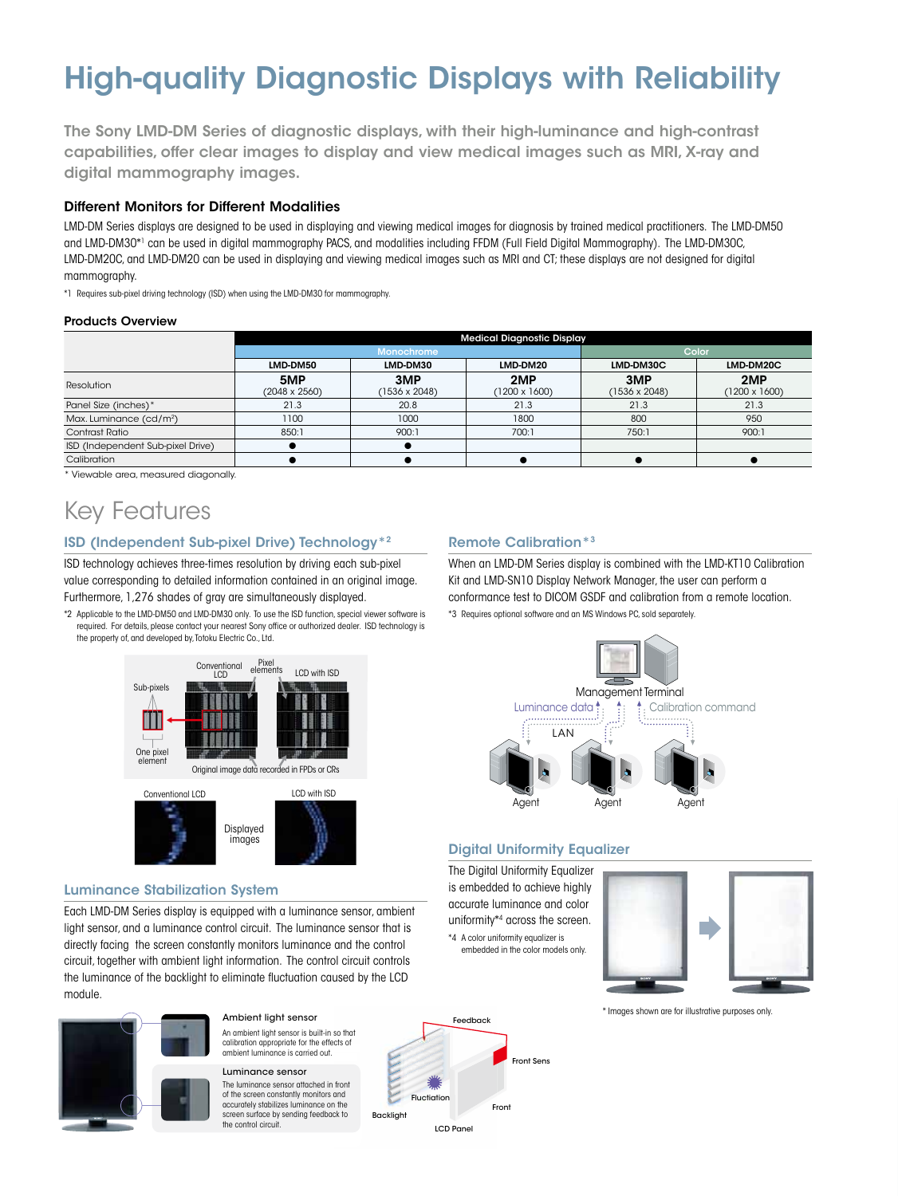# High-quality Diagnostic Displays with Reliability

The Sony LMD-DM Series of diagnostic displays, with their high-luminance and high-contrast capabilities, offer clear images to display and view medical images such as MRI, X-ray and digital mammography images.

### Different Monitors for Different Modalities

LMD-DM Series displays are designed to be used in displaying and viewing medical images for diagnosis by trained medical practitioners. The LMD-DM50 and LMD-DM30*1 can be used in digital mammography PACS, and modalities including FFDM (Full Field Digital Mammography). The LMD-DM30C, LMD-DM20C, and LMD-DM20 can be used in displaying and viewing medical images such as MRI and CT; these displays are not designed for digital mammography.

*1 Requires sub-pixel driving technology (ISD) when using the LMD-DM30 for mammography.

### Products Overview

| | Medical Diagnostic Display | | | | |
|---|---|---|---|---|---|
| | Monochrome | | | Color | |
| | LMD-DM50 | LMD-DM30 | LMD-DM20 | LMD-DM30C | LMD-DM20C |
| Resolution | **5MP** (2048 x 2560) | **3MP** (1536 x 2048) | **2MP** (1200 x 1600) | **3MP** (1536 x 2048) | **2MP** (1200 x 1600) |
| Panel Size (inches)* | 21.3 | 20.8 | 21.3 | 21.3 | 21.3 |
| Max. Luminance (cd/m²) | 1100 | 1000 | 1800 | 800 | 950 |
| Contrast Ratio | 850:1 | 900:1 | 700:1 | 750:1 | 900:1 |
| ISD (Independent Sub-pixel Drive) | ● | ● | | | |
| Calibration | ● | ● | ● | ● | ● |

* Viewable area, measured diagonally.

## Key Features

### ISD (Independent Sub-pixel Drive) Technology*2

ISD technology achieves three-times resolution by driving each sub-pixel value corresponding to detailed information contained in an original image. Furthermore, 1,276 shades of gray are simultaneously displayed.

*2 Applicable to the LMD-DM50 and LMD-DM30 only. To use the ISD function, special viewer software is required. For details, please contact your nearest Sony office or authorized dealer. ISD technology is the property of, and developed by, Totoku Electric Co., Ltd.

### Luminance Stabilization System

Each LMD-DM Series display is equipped with a luminance sensor, ambient light sensor, and a luminance control circuit. The luminance sensor that is directly facing the screen constantly monitors luminance and the control circuit, together with ambient light information. The control circuit controls the luminance of the backlight to eliminate fluctuation caused by the LCD module.

**Ambient light sensor**

An ambient light sensor is built-in so that calibration appropriate for the effects of ambient luminance is carried out.

**Luminance sensor**

The luminance sensor attached in front of the screen constantly monitors and accurately stabilizes luminance on the screen surface by sending feedback to the control circuit.

### Remote Calibration*3

When an LMD-DM Series display is combined with the LMD-KT10 Calibration Kit and LMD-SN10 Display Network Manager, the user can perform a conformance test to DICOM GSDF and calibration from a remote location.

*3 Requires optional software and an MS Windows PC, sold separately.

### Digital Uniformity Equalizer

The Digital Uniformity Equalizer is embedded to achieve highly accurate luminance and color uniformity*4 across the screen.

*4 A color uniformity equalizer is embedded in the color models only.

* Images shown are for illustrative purposes only.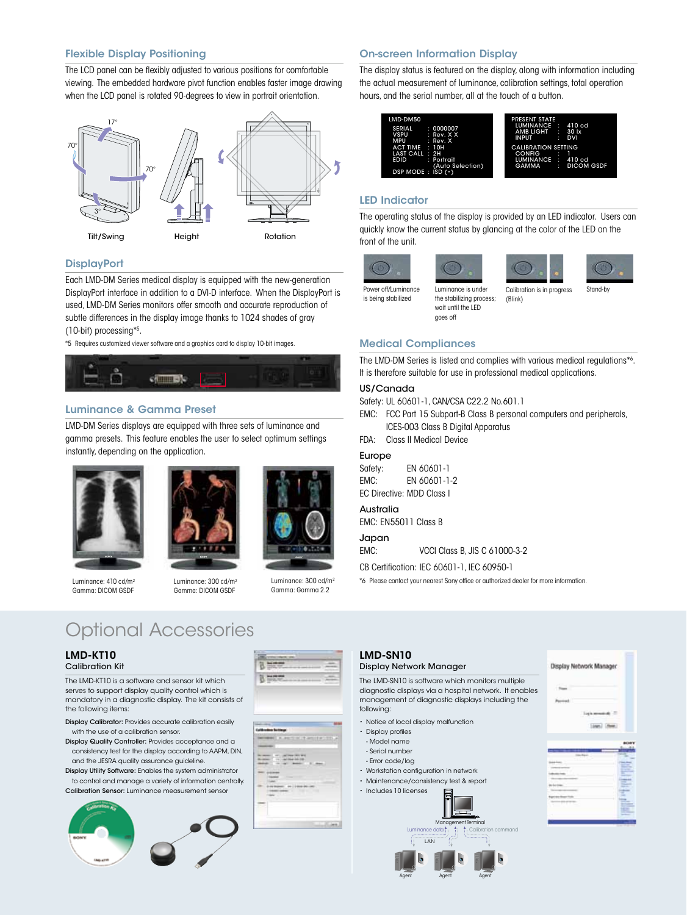## Flexible Display Positioning

The LCD panel can be flexibly adjusted to various positions for comfortable viewing. The embedded hardware pivot function enables faster image drawing when the LCD panel is rotated 90-degrees to view in portrait orientation.

17°
70°
70°
3°

Tilt/Swing    Height    Rotation

## DisplayPort

Each LMD-DM Series medical display is equipped with the new-generation DisplayPort interface in addition to a DVI-D interface. When the DisplayPort is used, LMD-DM Series monitors offer smooth and accurate reproduction of subtle differences in the display image thanks to 1024 shades of gray (10-bit) processing*5.

*5 Requires customized viewer software and a graphics card to display 10-bit images.

## Luminance & Gamma Preset

LMD-DM Series displays are equipped with three sets of luminance and gamma presets. This feature enables the user to select optimum settings instantly, depending on the application.

Luminance: 410 cd/m²
Gamma: DICOM GSDF

Luminance: 300 cd/m²
Gamma: DICOM GSDF

Luminance: 300 cd/m²
Gamma: Gamma 2.2

## On-screen Information Display

The display status is featured on the display, along with information including the actual measurement of luminance, calibration settings, total operation hours, and the serial number, all at the touch of a button.

```
LMD-DM50
SERIAL    : 0000007
VSPU      : Rev. X X
MPU       : Rev. X
ACT TIME  : 10H
LAST CALL : 2H
EDID      : Portrait
            (Auto Selection)
DSP MODE  : ISD (•)
```

```
PRESENT STATE
LUMINANCE  :  410 cd
AMB LIGHT  :  30 lx
INPUT      :  DVI
CALIBRATION SETTING
CONFIG     :  1
LUMINANCE  :  410 cd
GAMMA      :  DICOM GSDF
```

## LED Indicator

The operating status of the display is provided by an LED indicator. Users can quickly know the current status by glancing at the color of the LED on the front of the unit.

Power off/Luminance is being stabilized

Luminance is under the stabilizing process; wait until the LED goes off

Calibration is in progress (Blink)

Stand-by

## Medical Compliances

The LMD-DM Series is listed and complies with various medical regulations*6. It is therefore suitable for use in professional medical applications.

### US/Canada

Safety: UL 60601-1, CAN/CSA C22.2 No.601.1
EMC: FCC Part 15 Subpart-B Class B personal computers and peripherals, ICES-003 Class B Digital Apparatus
FDA: Class II Medical Device

### Europe

Safety: EN 60601-1
EMC: EN 60601-1-2
EC Directive: MDD Class I

### Australia

EMC: EN55011 Class B

### Japan

EMC: VCCI Class B, JIS C 61000-3-2

CB Certification: IEC 60601-1, IEC 60950-1

*6 Please contact your nearest Sony office or authorized dealer for more information.

# Optional Accessories

## LMD-KT10
### Calibration Kit

The LMD-KT10 is a software and sensor kit which serves to support display quality control which is mandatory in a diagnostic display. The kit consists of the following items:

**Display Calibrator:** Provides accurate calibration easily with the use of a calibration sensor.
**Display Quality Controller:** Provides acceptance and a consistency test for the display according to AAPM, DIN, and the JESRA quality assurance guideline.
**Display Utility Software:** Enables the system administrator to control and manage a variety of information centrally.
**Calibration Sensor:** Luminance measurement sensor

## LMD-SN10
### Display Network Manager

The LMD-SN10 is software which monitors multiple diagnostic displays via a hospital network. It enables management of diagnostic displays including the following:

- Notice of local display malfunction
- Display profiles
  - Model name
  - Serial number
  - Error code/log
- Workstation configuration in network
- Maintenance/consistency test & report
- Includes 10 licenses

Management Terminal
Luminance data    Calibration command
LAN
Agent    Agent    Agent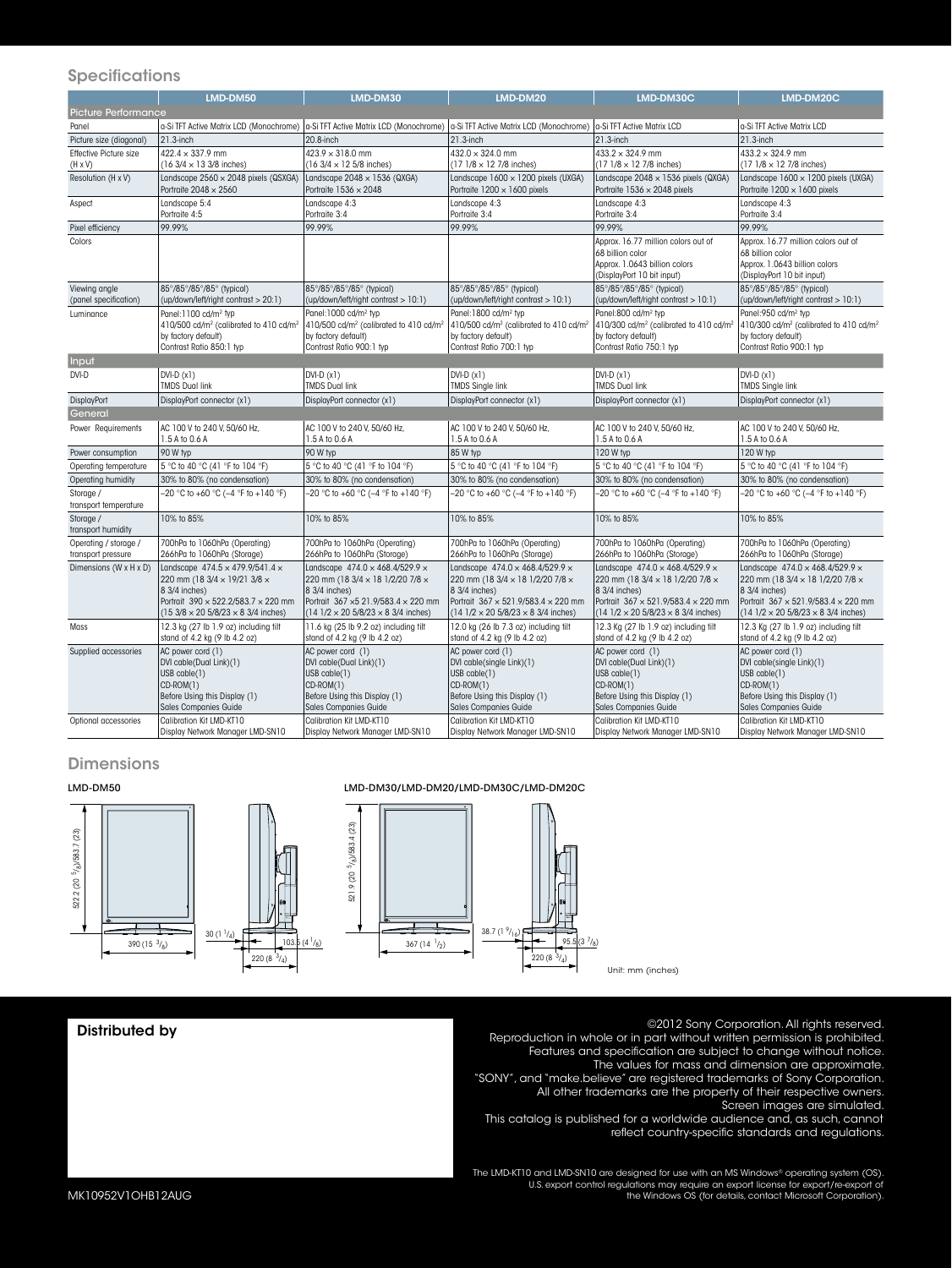## Specifications

| | LMD-DM50 | LMD-DM30 | LMD-DM20 | LMD-DM30C | LMD-DM20C |
|---|---|---|---|---|---|
| **Picture Performance** | | | | | |
| Panel | a-Si TFT Active Matrix LCD (Monochrome) | a-Si TFT Active Matrix LCD (Monochrome) | a-Si TFT Active Matrix LCD (Monochrome) | a-Si TFT Active Matrix LCD | a-Si TFT Active Matrix LCD |
| Picture size (diagonal) | 21.3-inch | 20.8-inch | 21.3-inch | 21.3-inch | 21.3-inch |
| Effective Picture size (H x V) | 422.4 × 337.9 mm (16 3/4 × 13 3/8 inches) | 423.9 × 318.0 mm (16 3/4 × 12 5/8 inches) | 432.0 × 324.0 mm (17 1/8 × 12 7/8 inches) | 433.2 × 324.9 mm (17 1/8 × 12 7/8 inches) | 433.2 × 324.9 mm (17 1/8 × 12 7/8 inches) |
| Resolution (H x V) | Landscape 2560 × 2048 pixels (QSXGA) Portraite 2048 × 2560 | Landscape 2048 × 1536 (QXGA) Portraite 1536 × 2048 | Landscape 1600 × 1200 pixels (UXGA) Portraite 1200 × 1600 pixels | Landscape 2048 × 1536 pixels (QXGA) Portraite 1536 × 2048 pixels | Landscape 1600 × 1200 pixels (UXGA) Portraite 1200 × 1600 pixels |
| Aspect | Landscape 5:4 Portraite 4:5 | Landscape 4:3 Portraite 3:4 | Landscape 4:3 Portraite 3:4 | Landscape 4:3 Portraite 3:4 | Landscape 4:3 Portraite 3:4 |
| Pixel efficiency | 99.99% | 99.99% | 99.99% | 99.99% | 99.99% |
| Colors | | | | Approx. 16.77 million colors out of 68 billion color Approx. 1.0643 billion colors (DisplayPort 10 bit input) | Approx. 16.77 million colors out of 68 billion color Approx. 1.0643 billion colors (DisplayPort 10 bit input) |
| Viewing angle (panel specification) | 85°/85°/85°/85° (typical) (up/down/left/right contrast > 20:1) | 85°/85°/85°/85° (typical) (up/down/left/right contrast > 10:1) | 85°/85°/85°/85° (typical) (up/down/left/right contrast > 10:1) | 85°/85°/85°/85° (typical) (up/down/left/right contrast > 10:1) | 85°/85°/85°/85° (typical) (up/down/left/right contrast > 10:1) |
| Luminance | Panel:1100 cd/m² typ 410/500 cd/m² (calibrated to 410 cd/m² by factory default) Contrast Ratio 850:1 typ | Panel:1000 cd/m² typ 410/500 cd/m² (calibrated to 410 cd/m² by factory default) Contrast Ratio 900:1 typ | Panel:1800 cd/m² typ 410/500 cd/m² (calibrated to 410 cd/m² by factory default) Contrast Ratio 700:1 typ | Panel:800 cd/m² typ 410/300 cd/m² (calibrated to 410 cd/m² by factory default) Contrast Ratio 750:1 typ | Panel:950 cd/m² typ 410/300 cd/m² (calibrated to 410 cd/m² by factory default) Contrast Ratio 900:1 typ |
| **Input** | | | | | |
| DVI-D | DVI-D (x1) TMDS Dual link | DVI-D (x1) TMDS Dual link | DVI-D (x1) TMDS Single link | DVI-D (x1) TMDS Dual link | DVI-D (x1) TMDS Single link |
| DisplayPort | DisplayPort connector (x1) | DisplayPort connector (x1) | DisplayPort connector (x1) | DisplayPort connector (x1) | DisplayPort connector (x1) |
| **General** | | | | | |
| Power Requirements | AC 100 V to 240 V, 50/60 Hz, 1.5 A to 0.6 A | AC 100 V to 240 V, 50/60 Hz, 1.5 A to 0.6 A | AC 100 V to 240 V, 50/60 Hz, 1.5 A to 0.6 A | AC 100 V to 240 V, 50/60 Hz, 1.5 A to 0.6 A | AC 100 V to 240 V, 50/60 Hz, 1.5 A to 0.6 A |
| Power consumption | 90 W typ | 90 W typ | 85 W typ | 120 W typ | 120 W typ |
| Operating temperature | 5 °C to 40 °C (41 °F to 104 °F) | 5 °C to 40 °C (41 °F to 104 °F) | 5 °C to 40 °C (41 °F to 104 °F) | 5 °C to 40 °C (41 °F to 104 °F) | 5 °C to 40 °C (41 °F to 104 °F) |
| Operating humidity | 30% to 80% (no condensation) | 30% to 80% (no condensation) | 30% to 80% (no condensation) | 30% to 80% (no condensation) | 30% to 80% (no condensation) |
| Storage / transport temperature | –20 °C to +60 °C (–4 °F to +140 °F) | –20 °C to +60 °C (–4 °F to +140 °F) | –20 °C to +60 °C (–4 °F to +140 °F) | –20 °C to +60 °C (–4 °F to +140 °F) | –20 °C to +60 °C (–4 °F to +140 °F) |
| Storage / transport humidity | 10% to 85% | 10% to 85% | 10% to 85% | 10% to 85% | 10% to 85% |
| Operating / storage / transport pressure | 700hPa to 1060hPa (Operating) 266hPa to 1060hPa (Storage) | 700hPa to 1060hPa (Operating) 266hPa to 1060hPa (Storage) | 700hPa to 1060hPa (Operating) 266hPa to 1060hPa (Storage) | 700hPa to 1060hPa (Operating) 266hPa to 1060hPa (Storage) | 700hPa to 1060hPa (Operating) 266hPa to 1060hPa (Storage) |
| Dimensions (W x H x D) | Landscape 474.5 × 479.9/541.4 × 220 mm (18 3/4 × 19/21 3/8 × 8 3/4 inches) Portrait 390 × 522.2/583.7 × 220 mm (15 3/8 × 20 5/8/23 × 8 3/4 inches) | Landscape 474.0 × 468.4/529.9 × 220 mm (18 3/4 × 18 1/2/20 7/8 × 8 3/4 inches) Portrait 367 ×5 21.9/583.4 × 220 mm (14 1/2 × 20 5/8/23 × 8 3/4 inches) | Landscape 474.0 × 468.4/529.9 × 220 mm (18 3/4 × 18 1/2/20 7/8 × 8 3/4 inches) Portrait 367 × 521.9/583.4 × 220 mm (14 1/2 × 20 5/8/23 × 8 3/4 inches) | Landscape 474.0 × 468.4/529.9 × 220 mm (18 3/4 × 18 1/2/20 7/8 × 8 3/4 inches) Portrait 367 × 521.9/583.4 × 220 mm (14 1/2 × 20 5/8/23 × 8 3/4 inches) | Landscape 474.0 × 468.4/529.9 × 220 mm (18 3/4 × 18 1/2/20 7/8 × 8 3/4 inches) Portrait 367 × 521.9/583.4 × 220 mm (14 1/2 × 20 5/8/23 × 8 3/4 inches) |
| Mass | 12.3 kg (27 lb 1.9 oz) including tilt stand of 4.2 kg (9 lb 4.2 oz) | 11.6 kg (25 lb 9.2 oz) including tilt stand of 4.2 kg (9 lb 4.2 oz) | 12.0 kg (26 lb 7.3 oz) including tilt stand of 4.2 kg (9 lb 4.2 oz) | 12.3 Kg (27 lb 1.9 oz) including tilt stand of 4.2 kg (9 lb 4.2 oz) | 12.3 kg (27 lb 1.9 oz) including tilt stand of 4.2 kg (9 lb 4.2 oz) |
| Supplied accessories | AC power cord (1) DVI cable(Dual Link)(1) USB cable(1) CD-ROM(1) Before Using this Display (1) Sales Companies Guide | AC power cord (1) DVI cable(Dual Link)(1) USB cable(1) CD-ROM(1) Before Using this Display (1) Sales Companies Guide | AC power cord (1) DVI cable(single Link)(1) USB cable(1) CD-ROM(1) Before Using this Display (1) Sales Companies Guide | AC power cord (1) DVI cable(Dual Link)(1) USB cable(1) CD-ROM(1) Before Using this Display (1) Sales Companies Guide | AC power cord (1) DVI cable(single Link)(1) USB cable(1) CD-ROM(1) Before Using this Display (1) Sales Companies Guide |
| Optional accessories | Calibration Kit LMD-KT10 Display Network Manager LMD-SN10 | Calibration Kit LMD-KT10 Display Network Manager LMD-SN10 | Calibration Kit LMD-KT10 Display Network Manager LMD-SN10 | Calibration Kit LMD-KT10 Display Network Manager LMD-SN10 | Calibration Kit LMD-KT10 Display Network Manager LMD-SN10 |

## Dimensions

LMD-DM50

522.2 (20 5/8)/583.7 (23)

390 (15 3/8)

30 (1 1/4)

103.5 (4 1/8)

220 (8 3/4)

LMD-DM30/LMD-DM20/LMD-DM30C/LMD-DM20C

521.9 (20 5/8)/583.4 (23)

367 (14 1/2)

38.7 (1 9/16)

95.5 (3 7/8)

220 (8 3/4)

Unit: mm (inches)

**Distributed by**

©2012 Sony Corporation. All rights reserved.
Reproduction in whole or in part without written permission is prohibited.
Features and specification are subject to change without notice.
The values for mass and dimension are approximate.
"SONY", and "make.believe" are registered trademarks of Sony Corporation.
All other trademarks are the property of their respective owners.
Screen images are simulated.
This catalog is published for a worldwide audience and, as such, cannot reflect country-specific standards and regulations.

The LMD-KT10 and LMD-SN10 are designed for use with an MS Windows® operating system (OS). U.S. export control regulations may require an export license for export/re-export of the Windows OS (for details, contact Microsoft Corporation).

MK10952V1OHB12AUG